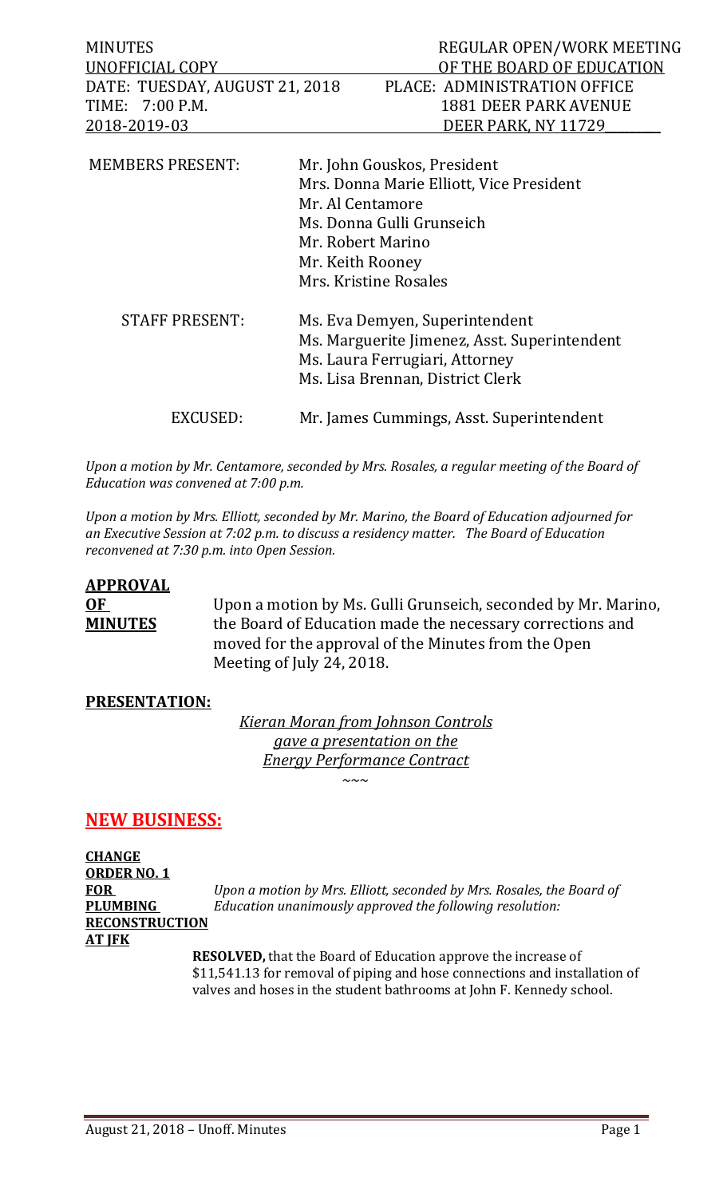| MINUTES | REGULAR OPEN/WORK MEETING |
|---|---|
| UNOFFICIAL COPY | OF THE BOARD OF EDUCATION |
| DATE: TUESDAY, AUGUST 21, 2018 | PLACE: ADMINISTRATION OFFICE |
| TIME: 7:00 P.M. | 1881 DEER PARK AVENUE |
| 2018-2019-03 | DEER PARK, NY 11729 |

| | |
|---|---|
| MEMBERS PRESENT: | Mr. John Gouskos, President<br>Mrs. Donna Marie Elliott, Vice President<br>Mr. Al Centamore<br>Ms. Donna Gulli Grunseich<br>Mr. Robert Marino<br>Mr. Keith Rooney<br>Mrs. Kristine Rosales |
| STAFF PRESENT: | Ms. Eva Demyen, Superintendent<br>Ms. Marguerite Jimenez, Asst. Superintendent<br>Ms. Laura Ferrugiari, Attorney<br>Ms. Lisa Brennan, District Clerk |
| EXCUSED: | Mr. James Cummings, Asst. Superintendent |

*Upon a motion by Mr. Centamore, seconded by Mrs. Rosales, a regular meeting of the Board of Education was convened at 7:00 p.m.*

*Upon a motion by Mrs. Elliott, seconded by Mr. Marino, the Board of Education adjourned for an Executive Session at 7:02 p.m. to discuss a residency matter. The Board of Education reconvened at 7:30 p.m. into Open Session.*

**APPROVAL OF MINUTES**

Upon a motion by Ms. Gulli Grunseich, seconded by Mr. Marino, the Board of Education made the necessary corrections and moved for the approval of the Minutes from the Open Meeting of July 24, 2018.

**PRESENTATION:**

*Kieran Moran from Johnson Controls gave a presentation on the Energy Performance Contract*

~~~

## NEW BUSINESS:

**CHANGE ORDER NO. 1 FOR PLUMBING RECONSTRUCTION AT JFK**

*Upon a motion by Mrs. Elliott, seconded by Mrs. Rosales, the Board of Education unanimously approved the following resolution:*

**RESOLVED,** that the Board of Education approve the increase of $11,541.13 for removal of piping and hose connections and installation of valves and hoses in the student bathrooms at John F. Kennedy school.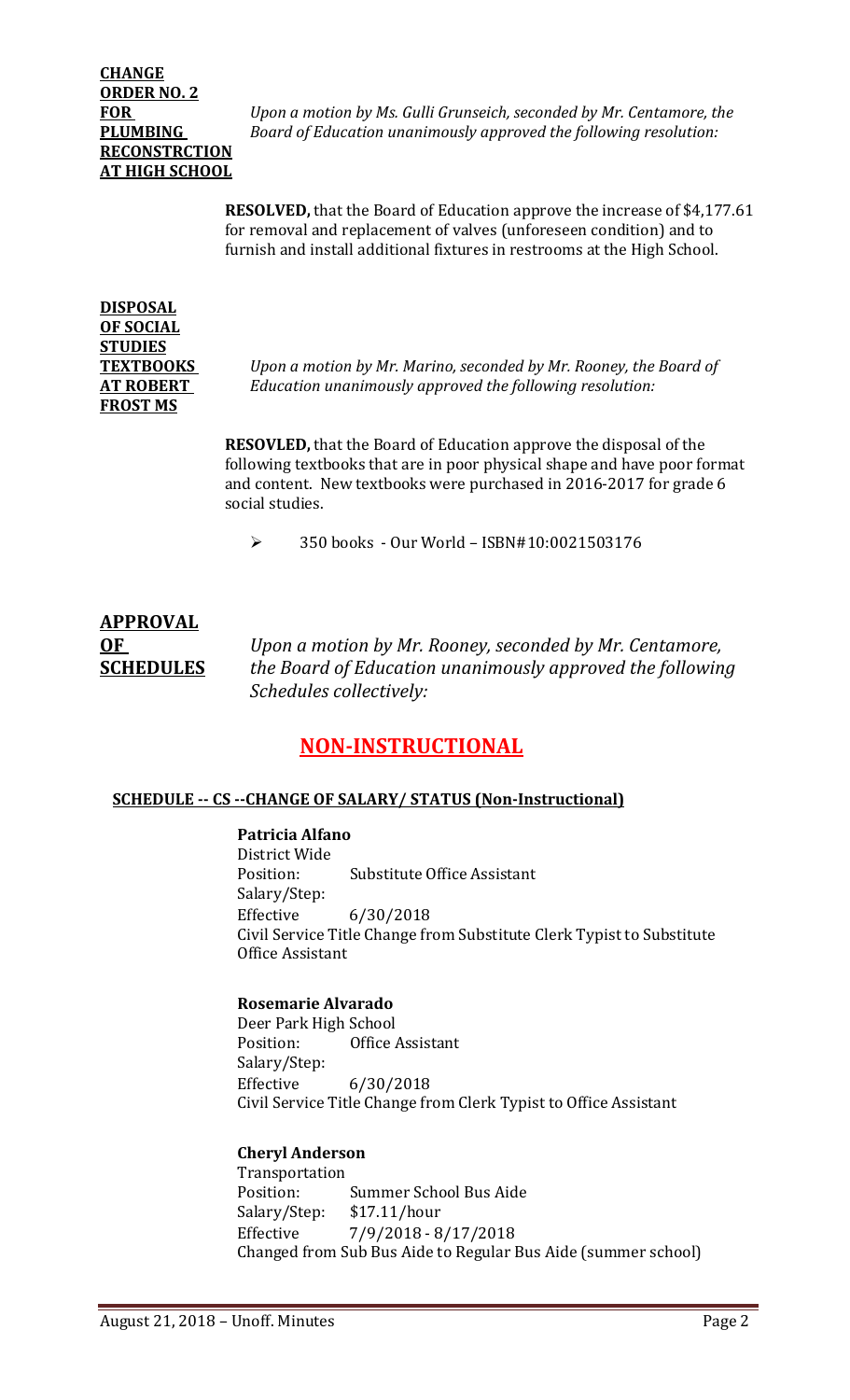**CHANGE ORDER NO. 2 FOR PLUMBING RECONSTRCTION AT HIGH SCHOOL**

*Upon a motion by Ms. Gulli Grunseich, seconded by Mr. Centamore, the Board of Education unanimously approved the following resolution:*

**RESOLVED,** that the Board of Education approve the increase of $4,177.61 for removal and replacement of valves (unforeseen condition) and to furnish and install additional fixtures in restrooms at the High School.

**DISPOSAL OF SOCIAL STUDIES TEXTBOOKS AT ROBERT FROST MS**

*Upon a motion by Mr. Marino, seconded by Mr. Rooney, the Board of Education unanimously approved the following resolution:*

**RESOVLED,** that the Board of Education approve the disposal of the following textbooks that are in poor physical shape and have poor format and content. New textbooks were purchased in 2016-2017 for grade 6 social studies.

- 350 books - Our World – ISBN#10:0021503176

**APPROVAL OF SCHEDULES**

*Upon a motion by Mr. Rooney, seconded by Mr. Centamore, the Board of Education unanimously approved the following Schedules collectively:*

## NON-INSTRUCTIONAL

### SCHEDULE -- CS --CHANGE OF SALARY/ STATUS (Non-Instructional)

**Patricia Alfano**
District Wide
Position: Substitute Office Assistant
Salary/Step:
Effective 6/30/2018
Civil Service Title Change from Substitute Clerk Typist to Substitute Office Assistant

**Rosemarie Alvarado**
Deer Park High School
Position: Office Assistant
Salary/Step:
Effective 6/30/2018
Civil Service Title Change from Clerk Typist to Office Assistant

**Cheryl Anderson**
Transportation
Position: Summer School Bus Aide
Salary/Step: $17.11/hour
Effective 7/9/2018 - 8/17/2018
Changed from Sub Bus Aide to Regular Bus Aide (summer school)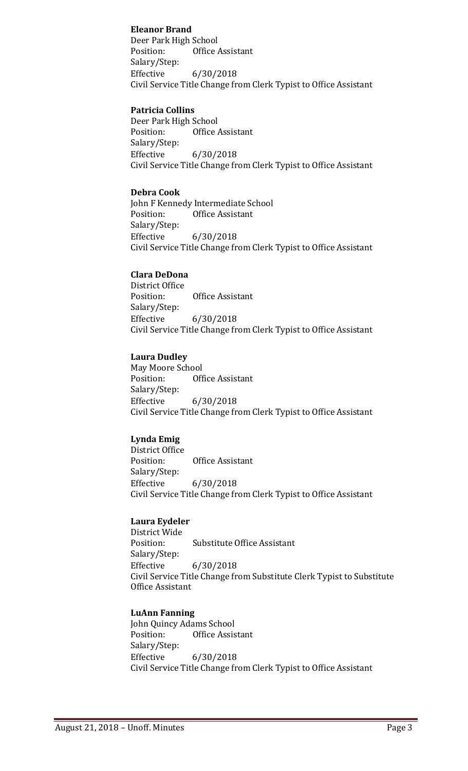**Eleanor Brand**
Deer Park High School
Position: Office Assistant
Salary/Step:
Effective 6/30/2018
Civil Service Title Change from Clerk Typist to Office Assistant

**Patricia Collins**
Deer Park High School
Position: Office Assistant
Salary/Step:
Effective 6/30/2018
Civil Service Title Change from Clerk Typist to Office Assistant

**Debra Cook**
John F Kennedy Intermediate School
Position: Office Assistant
Salary/Step:
Effective 6/30/2018
Civil Service Title Change from Clerk Typist to Office Assistant

**Clara DeDona**
District Office
Position: Office Assistant
Salary/Step:
Effective 6/30/2018
Civil Service Title Change from Clerk Typist to Office Assistant

**Laura Dudley**
May Moore School
Position: Office Assistant
Salary/Step:
Effective 6/30/2018
Civil Service Title Change from Clerk Typist to Office Assistant

**Lynda Emig**
District Office
Position: Office Assistant
Salary/Step:
Effective 6/30/2018
Civil Service Title Change from Clerk Typist to Office Assistant

**Laura Eydeler**
District Wide
Position: Substitute Office Assistant
Salary/Step:
Effective 6/30/2018
Civil Service Title Change from Substitute Clerk Typist to Substitute Office Assistant

**LuAnn Fanning**
John Quincy Adams School
Position: Office Assistant
Salary/Step:
Effective 6/30/2018
Civil Service Title Change from Clerk Typist to Office Assistant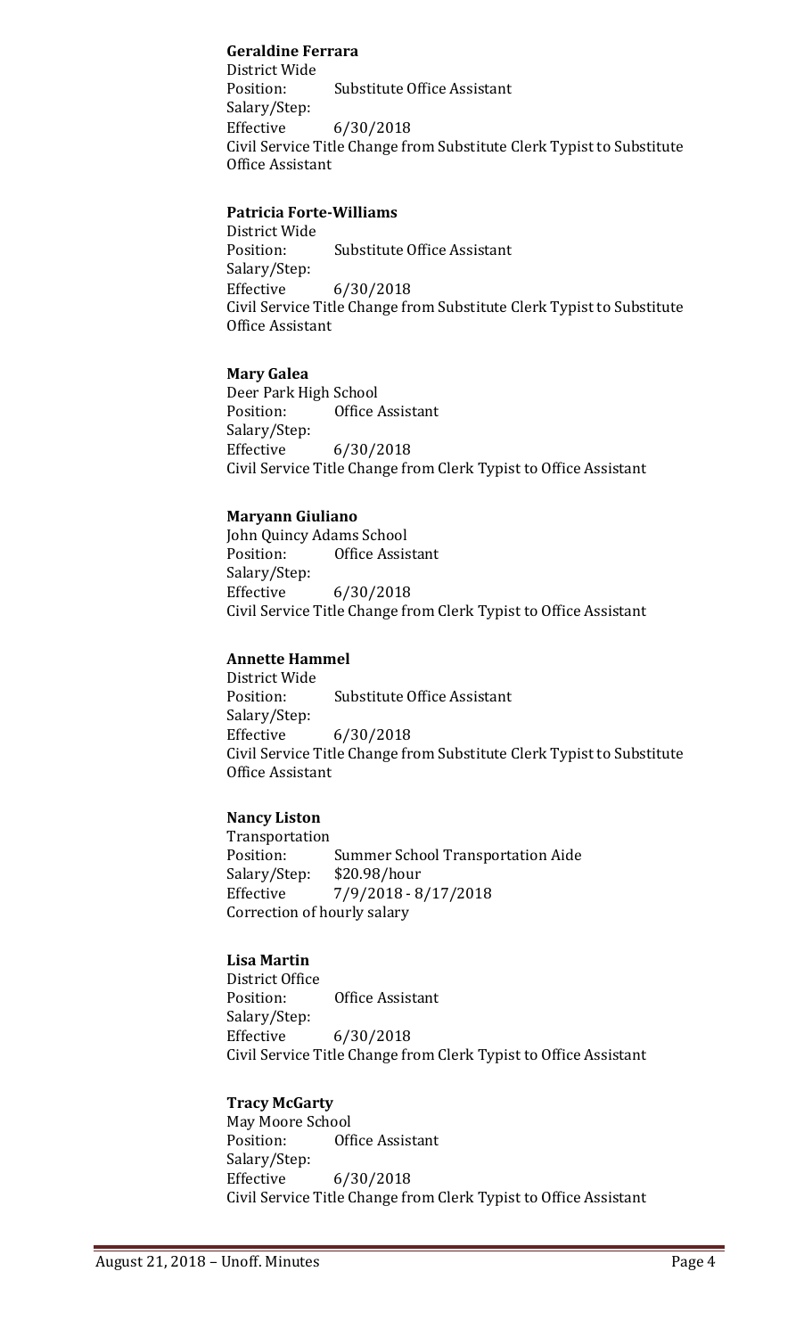**Geraldine Ferrara**
District Wide
Position: Substitute Office Assistant
Salary/Step:
Effective 6/30/2018
Civil Service Title Change from Substitute Clerk Typist to Substitute Office Assistant

**Patricia Forte-Williams**
District Wide
Position: Substitute Office Assistant
Salary/Step:
Effective 6/30/2018
Civil Service Title Change from Substitute Clerk Typist to Substitute Office Assistant

**Mary Galea**
Deer Park High School
Position: Office Assistant
Salary/Step:
Effective 6/30/2018
Civil Service Title Change from Clerk Typist to Office Assistant

**Maryann Giuliano**
John Quincy Adams School
Position: Office Assistant
Salary/Step:
Effective 6/30/2018
Civil Service Title Change from Clerk Typist to Office Assistant

**Annette Hammel**
District Wide
Position: Substitute Office Assistant
Salary/Step:
Effective 6/30/2018
Civil Service Title Change from Substitute Clerk Typist to Substitute Office Assistant

**Nancy Liston**
Transportation
Position: Summer School Transportation Aide
Salary/Step: $20.98/hour
Effective 7/9/2018 - 8/17/2018
Correction of hourly salary

**Lisa Martin**
District Office
Position: Office Assistant
Salary/Step:
Effective 6/30/2018
Civil Service Title Change from Clerk Typist to Office Assistant

**Tracy McGarty**
May Moore School
Position: Office Assistant
Salary/Step:
Effective 6/30/2018
Civil Service Title Change from Clerk Typist to Office Assistant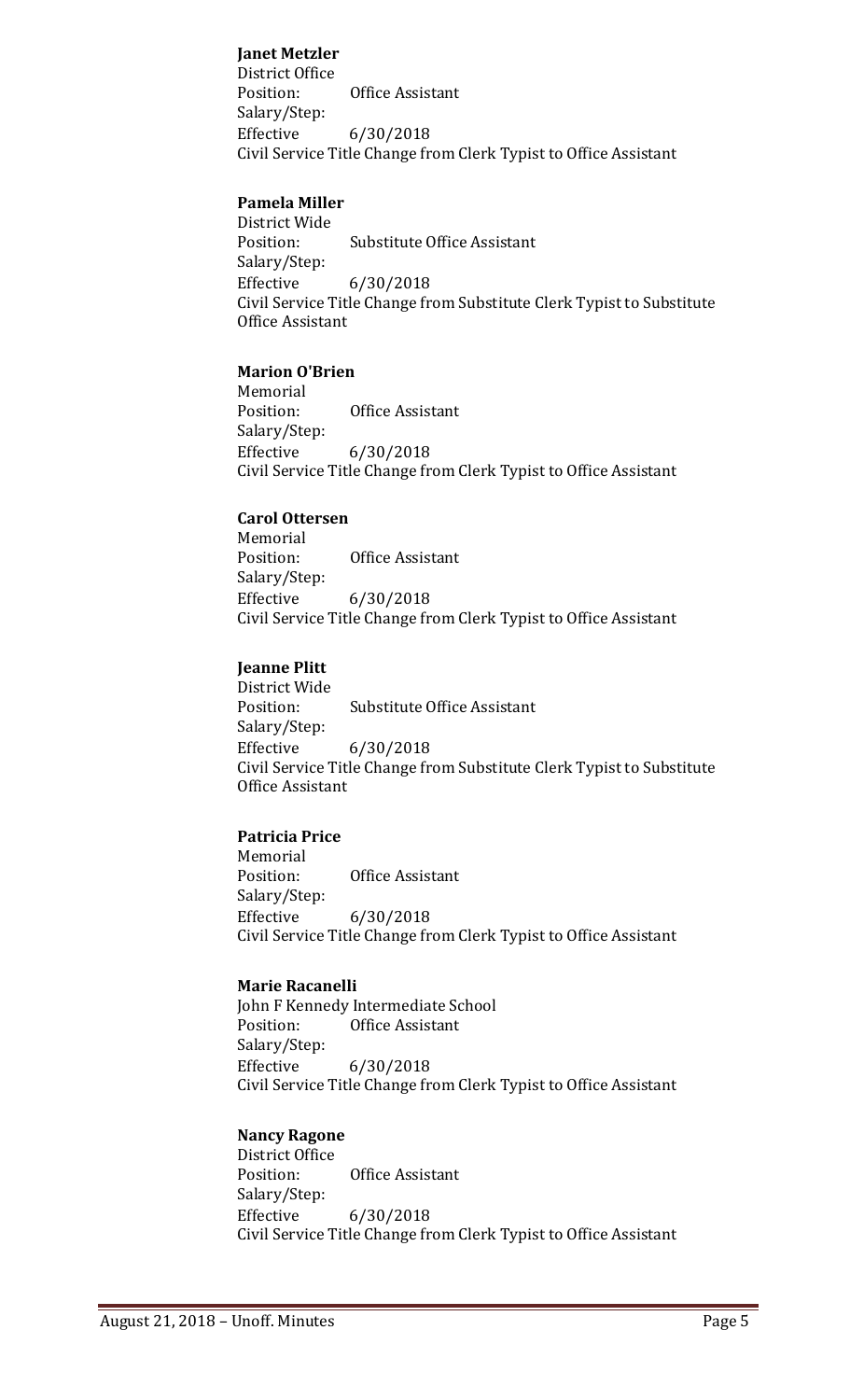**Janet Metzler**
District Office
Position: Office Assistant
Salary/Step:
Effective 6/30/2018
Civil Service Title Change from Clerk Typist to Office Assistant

**Pamela Miller**
District Wide
Position: Substitute Office Assistant
Salary/Step:
Effective 6/30/2018
Civil Service Title Change from Substitute Clerk Typist to Substitute Office Assistant

**Marion O'Brien**
Memorial
Position: Office Assistant
Salary/Step:
Effective 6/30/2018
Civil Service Title Change from Clerk Typist to Office Assistant

**Carol Ottersen**
Memorial
Position: Office Assistant
Salary/Step:
Effective 6/30/2018
Civil Service Title Change from Clerk Typist to Office Assistant

**Jeanne Plitt**
District Wide
Position: Substitute Office Assistant
Salary/Step:
Effective 6/30/2018
Civil Service Title Change from Substitute Clerk Typist to Substitute Office Assistant

**Patricia Price**
Memorial
Position: Office Assistant
Salary/Step:
Effective 6/30/2018
Civil Service Title Change from Clerk Typist to Office Assistant

**Marie Racanelli**
John F Kennedy Intermediate School
Position: Office Assistant
Salary/Step:
Effective 6/30/2018
Civil Service Title Change from Clerk Typist to Office Assistant

**Nancy Ragone**
District Office
Position: Office Assistant
Salary/Step:
Effective 6/30/2018
Civil Service Title Change from Clerk Typist to Office Assistant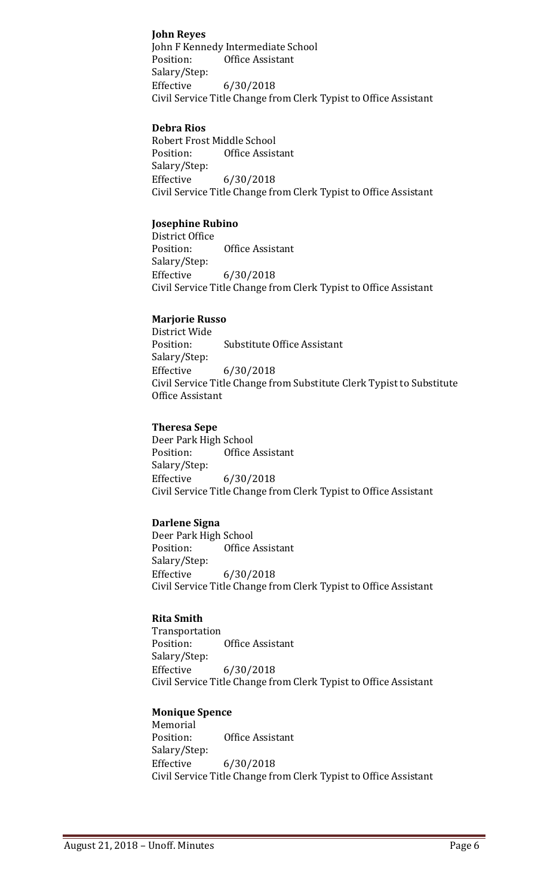**John Reyes**
John F Kennedy Intermediate School
Position: Office Assistant
Salary/Step:
Effective 6/30/2018
Civil Service Title Change from Clerk Typist to Office Assistant

**Debra Rios**
Robert Frost Middle School
Position: Office Assistant
Salary/Step:
Effective 6/30/2018
Civil Service Title Change from Clerk Typist to Office Assistant

**Josephine Rubino**
District Office
Position: Office Assistant
Salary/Step:
Effective 6/30/2018
Civil Service Title Change from Clerk Typist to Office Assistant

**Marjorie Russo**
District Wide
Position: Substitute Office Assistant
Salary/Step:
Effective 6/30/2018
Civil Service Title Change from Substitute Clerk Typist to Substitute Office Assistant

**Theresa Sepe**
Deer Park High School
Position: Office Assistant
Salary/Step:
Effective 6/30/2018
Civil Service Title Change from Clerk Typist to Office Assistant

**Darlene Signa**
Deer Park High School
Position: Office Assistant
Salary/Step:
Effective 6/30/2018
Civil Service Title Change from Clerk Typist to Office Assistant

**Rita Smith**
Transportation
Position: Office Assistant
Salary/Step:
Effective 6/30/2018
Civil Service Title Change from Clerk Typist to Office Assistant

**Monique Spence**
Memorial
Position: Office Assistant
Salary/Step:
Effective 6/30/2018
Civil Service Title Change from Clerk Typist to Office Assistant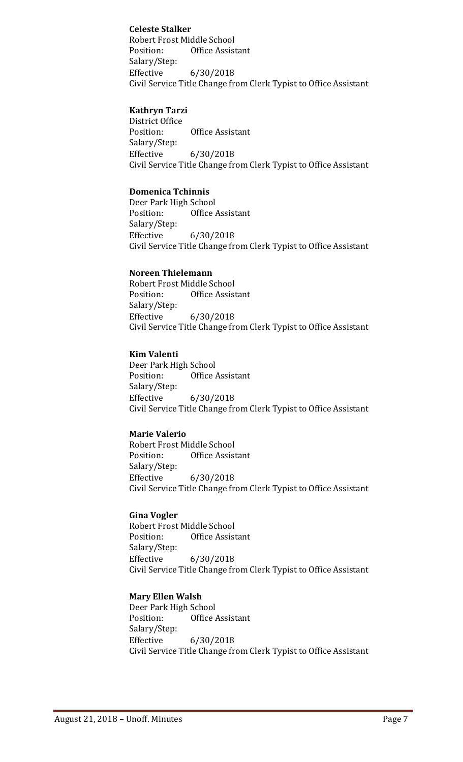**Celeste Stalker**
Robert Frost Middle School
Position: Office Assistant
Salary/Step:
Effective 6/30/2018
Civil Service Title Change from Clerk Typist to Office Assistant

**Kathryn Tarzi**
District Office
Position: Office Assistant
Salary/Step:
Effective 6/30/2018
Civil Service Title Change from Clerk Typist to Office Assistant

**Domenica Tchinnis**
Deer Park High School
Position: Office Assistant
Salary/Step:
Effective 6/30/2018
Civil Service Title Change from Clerk Typist to Office Assistant

**Noreen Thielemann**
Robert Frost Middle School
Position: Office Assistant
Salary/Step:
Effective 6/30/2018
Civil Service Title Change from Clerk Typist to Office Assistant

**Kim Valenti**
Deer Park High School
Position: Office Assistant
Salary/Step:
Effective 6/30/2018
Civil Service Title Change from Clerk Typist to Office Assistant

**Marie Valerio**
Robert Frost Middle School
Position: Office Assistant
Salary/Step:
Effective 6/30/2018
Civil Service Title Change from Clerk Typist to Office Assistant

**Gina Vogler**
Robert Frost Middle School
Position: Office Assistant
Salary/Step:
Effective 6/30/2018
Civil Service Title Change from Clerk Typist to Office Assistant

**Mary Ellen Walsh**
Deer Park High School
Position: Office Assistant
Salary/Step:
Effective 6/30/2018
Civil Service Title Change from Clerk Typist to Office Assistant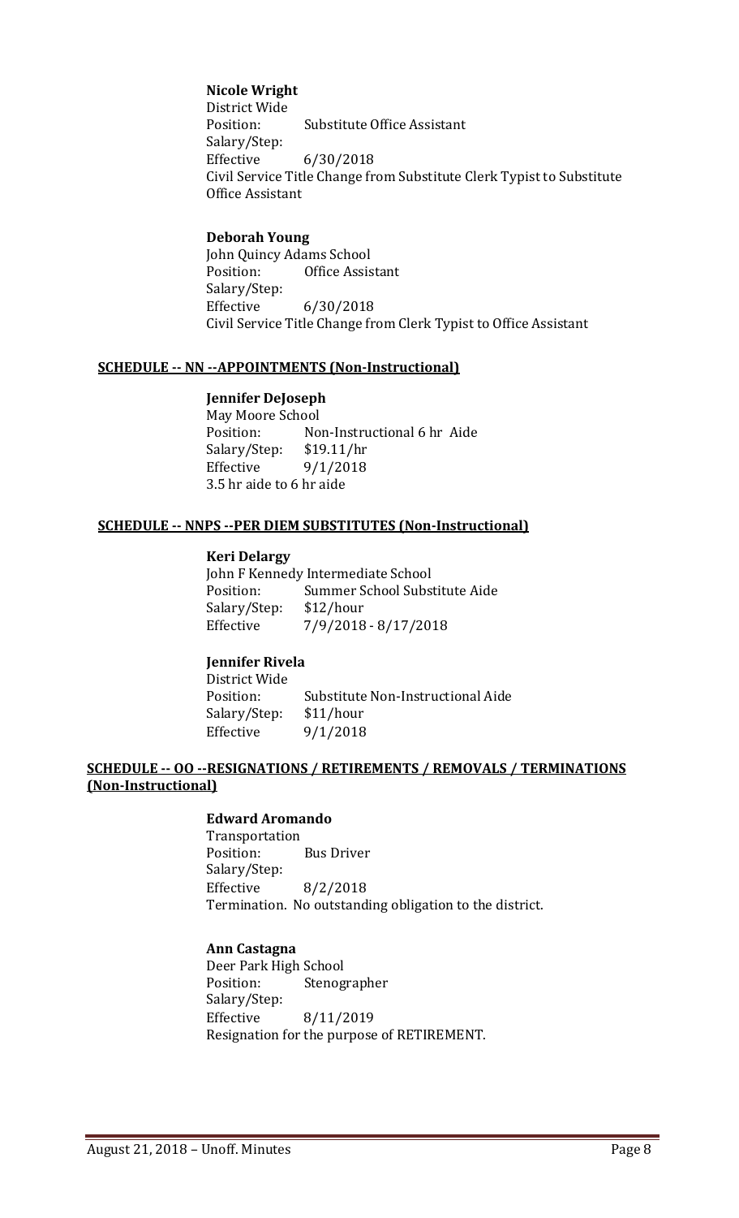**Nicole Wright**
District Wide
Position: Substitute Office Assistant
Salary/Step:
Effective 6/30/2018
Civil Service Title Change from Substitute Clerk Typist to Substitute Office Assistant

**Deborah Young**
John Quincy Adams School
Position: Office Assistant
Salary/Step:
Effective 6/30/2018
Civil Service Title Change from Clerk Typist to Office Assistant

**SCHEDULE -- NN --APPOINTMENTS (Non-Instructional)**

**Jennifer DeJoseph**
May Moore School
Position: Non-Instructional 6 hr Aide
Salary/Step: $19.11/hr
Effective 9/1/2018
3.5 hr aide to 6 hr aide

**SCHEDULE -- NNPS --PER DIEM SUBSTITUTES (Non-Instructional)**

**Keri Delargy**
John F Kennedy Intermediate School
Position: Summer School Substitute Aide
Salary/Step: $12/hour
Effective 7/9/2018 - 8/17/2018

**Jennifer Rivela**
District Wide
Position: Substitute Non-Instructional Aide
Salary/Step: $11/hour
Effective 9/1/2018

**SCHEDULE -- OO --RESIGNATIONS / RETIREMENTS / REMOVALS / TERMINATIONS (Non-Instructional)**

**Edward Aromando**
Transportation
Position: Bus Driver
Salary/Step:
Effective 8/2/2018
Termination. No outstanding obligation to the district.

**Ann Castagna**
Deer Park High School
Position: Stenographer
Salary/Step:
Effective 8/11/2019
Resignation for the purpose of RETIREMENT.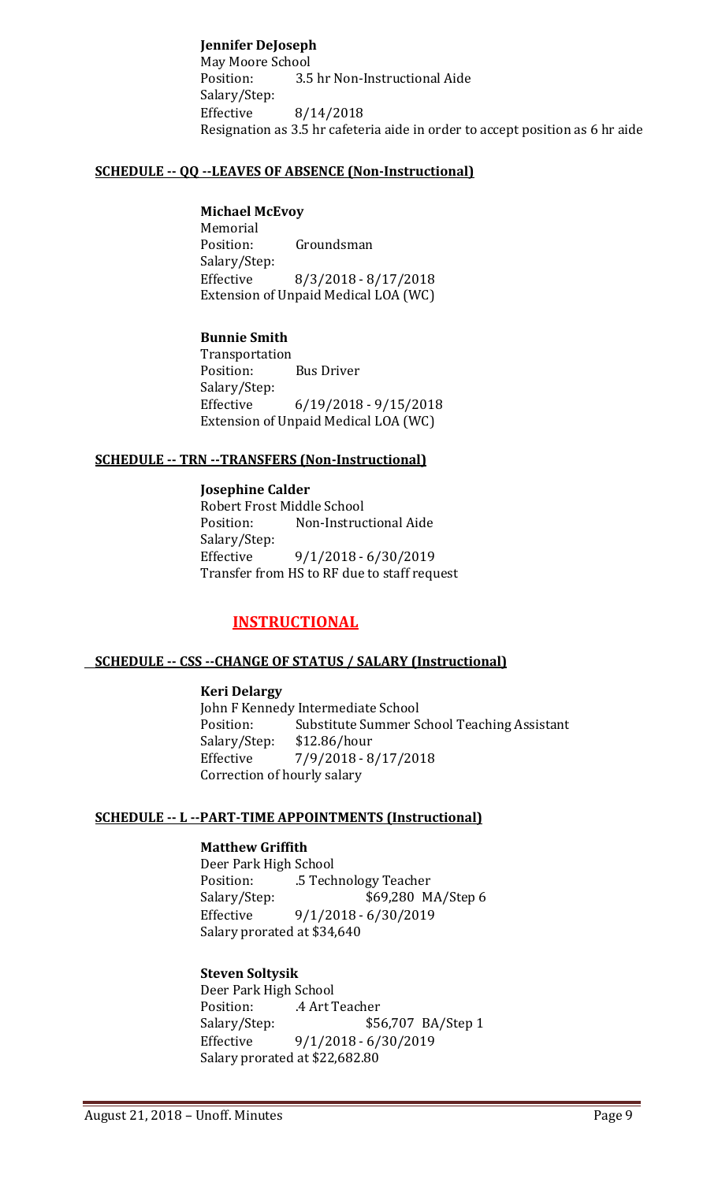**Jennifer DeJoseph**
May Moore School
Position: 3.5 hr Non-Instructional Aide
Salary/Step:
Effective 8/14/2018
Resignation as 3.5 hr cafeteria aide in order to accept position as 6 hr aide

**SCHEDULE -- QQ --LEAVES OF ABSENCE (Non-Instructional)**

**Michael McEvoy**
Memorial
Position: Groundsman
Salary/Step:
Effective 8/3/2018 - 8/17/2018
Extension of Unpaid Medical LOA (WC)

**Bunnie Smith**
Transportation
Position: Bus Driver
Salary/Step:
Effective 6/19/2018 - 9/15/2018
Extension of Unpaid Medical LOA (WC)

**SCHEDULE -- TRN --TRANSFERS (Non-Instructional)**

**Josephine Calder**
Robert Frost Middle School
Position: Non-Instructional Aide
Salary/Step:
Effective 9/1/2018 - 6/30/2019
Transfer from HS to RF due to staff request

## INSTRUCTIONAL

**SCHEDULE -- CSS --CHANGE OF STATUS / SALARY (Instructional)**

**Keri Delargy**
John F Kennedy Intermediate School
Position: Substitute Summer School Teaching Assistant
Salary/Step: $12.86/hour
Effective 7/9/2018 - 8/17/2018
Correction of hourly salary

**SCHEDULE -- L --PART-TIME APPOINTMENTS (Instructional)**

**Matthew Griffith**
Deer Park High School
Position: .5 Technology Teacher
Salary/Step: $69,280 MA/Step 6
Effective 9/1/2018 - 6/30/2019
Salary prorated at $34,640

**Steven Soltysik**
Deer Park High School
Position: .4 Art Teacher
Salary/Step: $56,707 BA/Step 1
Effective 9/1/2018 - 6/30/2019
Salary prorated at $22,682.80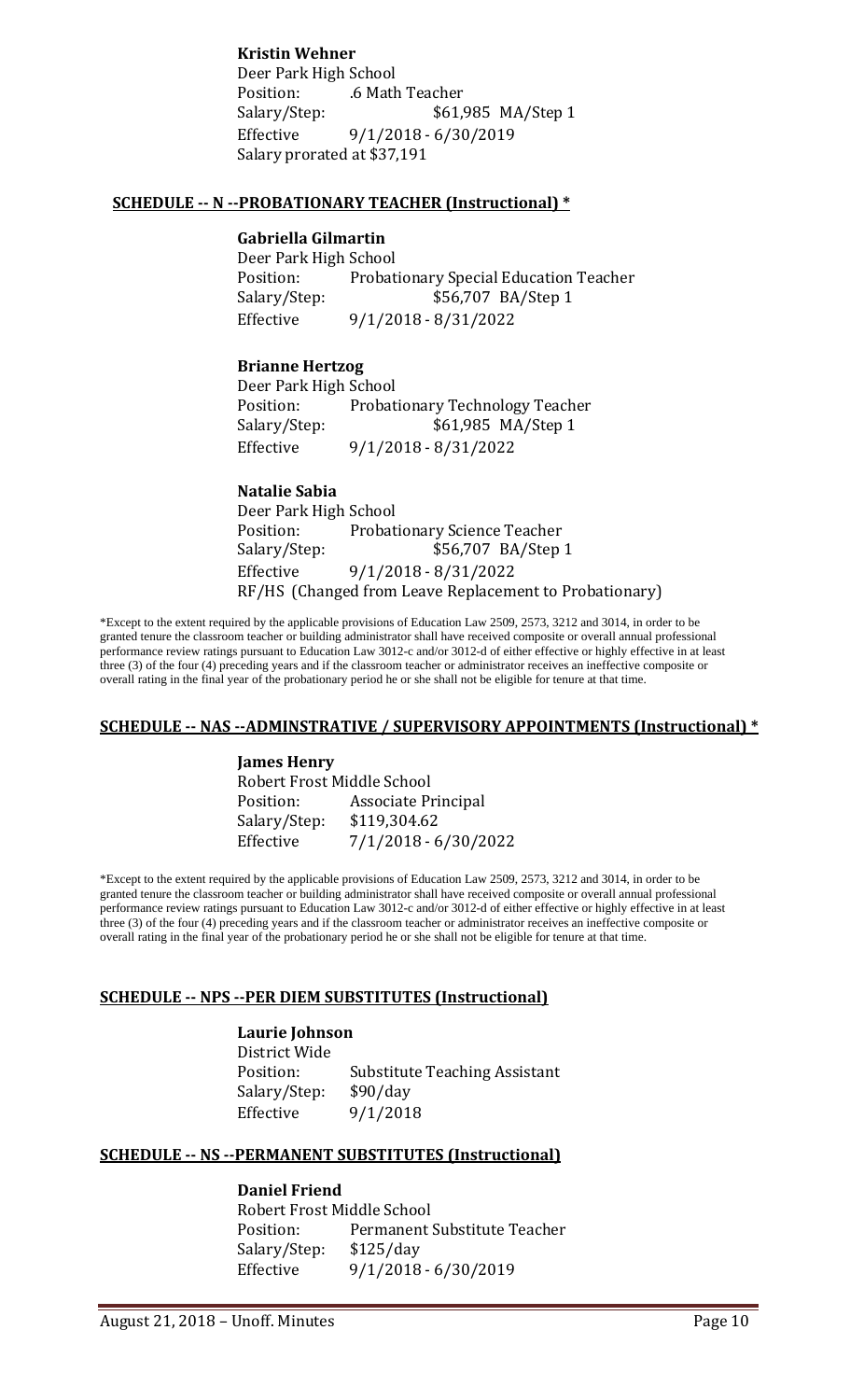**Kristin Wehner**
Deer Park High School
Position: .6 Math Teacher
Salary/Step: $61,985 MA/Step 1
Effective 9/1/2018 - 6/30/2019
Salary prorated at $37,191

## SCHEDULE -- N --PROBATIONARY TEACHER (Instructional) *

**Gabriella Gilmartin**
Deer Park High School
Position: Probationary Special Education Teacher
Salary/Step: $56,707 BA/Step 1
Effective 9/1/2018 - 8/31/2022

**Brianne Hertzog**
Deer Park High School
Position: Probationary Technology Teacher
Salary/Step: $61,985 MA/Step 1
Effective 9/1/2018 - 8/31/2022

**Natalie Sabia**
Deer Park High School
Position: Probationary Science Teacher
Salary/Step: $56,707 BA/Step 1
Effective 9/1/2018 - 8/31/2022
RF/HS (Changed from Leave Replacement to Probationary)

*Except to the extent required by the applicable provisions of Education Law 2509, 2573, 3212 and 3014, in order to be granted tenure the classroom teacher or building administrator shall have received composite or overall annual professional performance review ratings pursuant to Education Law 3012-c and/or 3012-d of either effective or highly effective in at least three (3) of the four (4) preceding years and if the classroom teacher or administrator receives an ineffective composite or overall rating in the final year of the probationary period he or she shall not be eligible for tenure at that time.

## SCHEDULE -- NAS --ADMINSTRATIVE / SUPERVISORY APPOINTMENTS (Instructional) *

**James Henry**
Robert Frost Middle School
Position: Associate Principal
Salary/Step: $119,304.62
Effective 7/1/2018 - 6/30/2022

*Except to the extent required by the applicable provisions of Education Law 2509, 2573, 3212 and 3014, in order to be granted tenure the classroom teacher or building administrator shall have received composite or overall annual professional performance review ratings pursuant to Education Law 3012-c and/or 3012-d of either effective or highly effective in at least three (3) of the four (4) preceding years and if the classroom teacher or administrator receives an ineffective composite or overall rating in the final year of the probationary period he or she shall not be eligible for tenure at that time.

## SCHEDULE -- NPS --PER DIEM SUBSTITUTES (Instructional)

**Laurie Johnson**
District Wide
Position: Substitute Teaching Assistant
Salary/Step: $90/day
Effective 9/1/2018

## SCHEDULE -- NS --PERMANENT SUBSTITUTES (Instructional)

**Daniel Friend**
Robert Frost Middle School
Position: Permanent Substitute Teacher
Salary/Step: $125/day
Effective 9/1/2018 - 6/30/2019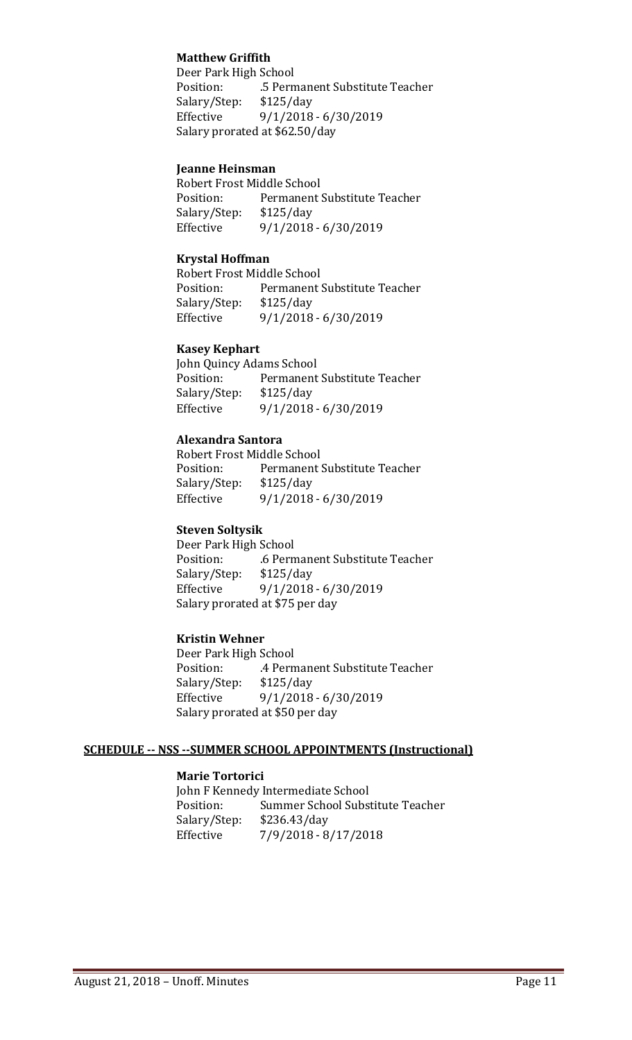**Matthew Griffith**

Deer Park High School
Position: .5 Permanent Substitute Teacher
Salary/Step: $125/day
Effective 9/1/2018 - 6/30/2019
Salary prorated at $62.50/day

**Jeanne Heinsman**

Robert Frost Middle School
Position: Permanent Substitute Teacher
Salary/Step: $125/day
Effective 9/1/2018 - 6/30/2019

**Krystal Hoffman**

Robert Frost Middle School
Position: Permanent Substitute Teacher
Salary/Step: $125/day
Effective 9/1/2018 - 6/30/2019

**Kasey Kephart**

John Quincy Adams School
Position: Permanent Substitute Teacher
Salary/Step: $125/day
Effective 9/1/2018 - 6/30/2019

**Alexandra Santora**

Robert Frost Middle School
Position: Permanent Substitute Teacher
Salary/Step: $125/day
Effective 9/1/2018 - 6/30/2019

**Steven Soltysik**

Deer Park High School
Position: .6 Permanent Substitute Teacher
Salary/Step: $125/day
Effective 9/1/2018 - 6/30/2019
Salary prorated at $75 per day

**Kristin Wehner**

Deer Park High School
Position: .4 Permanent Substitute Teacher
Salary/Step: $125/day
Effective 9/1/2018 - 6/30/2019
Salary prorated at $50 per day

**SCHEDULE -- NSS --SUMMER SCHOOL APPOINTMENTS (Instructional)**

**Marie Tortorici**

John F Kennedy Intermediate School
Position: Summer School Substitute Teacher
Salary/Step: $236.43/day
Effective 7/9/2018 - 8/17/2018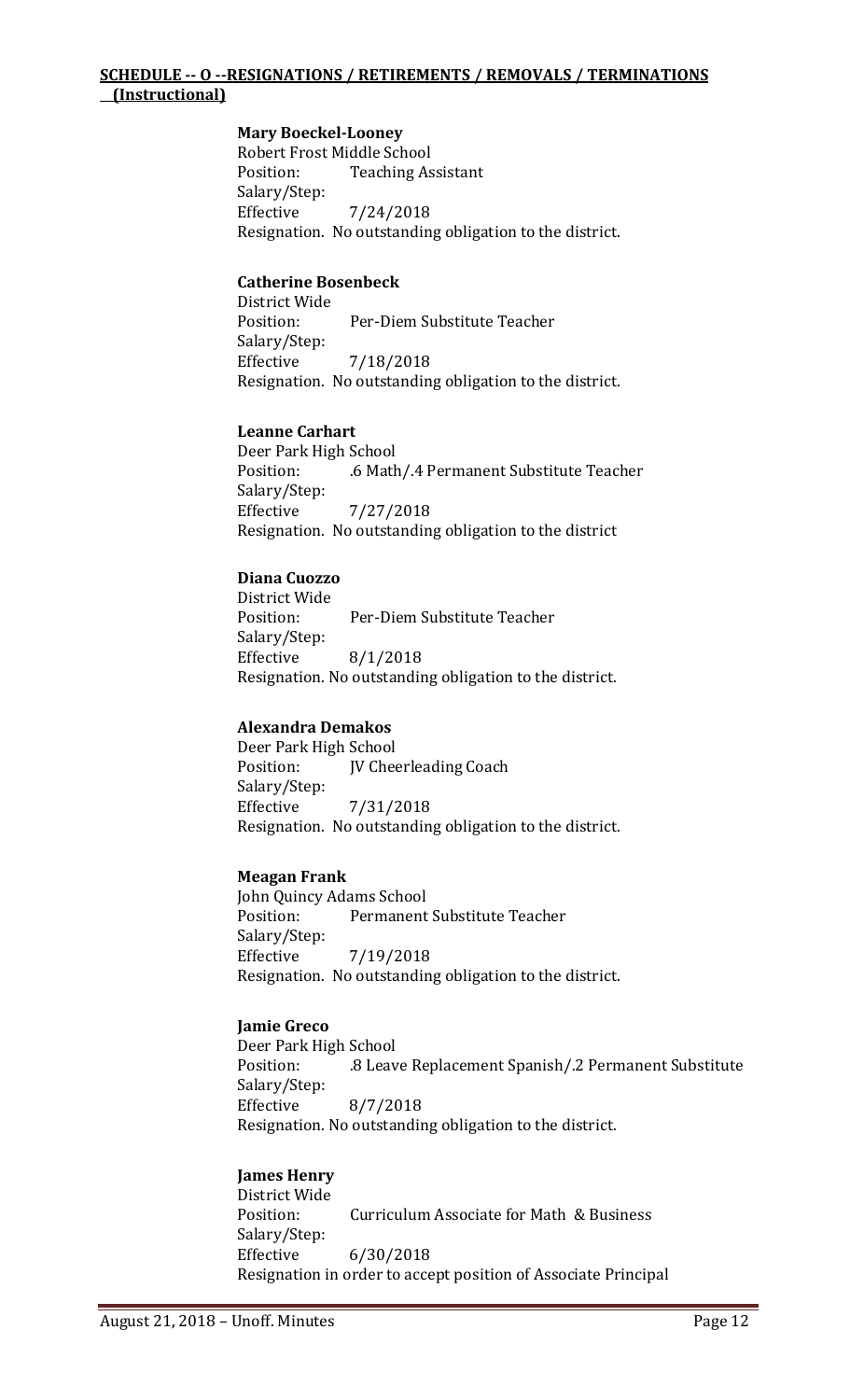**SCHEDULE -- O --RESIGNATIONS / RETIREMENTS / REMOVALS / TERMINATIONS (Instructional)**

**Mary Boeckel-Looney**
Robert Frost Middle School
Position: Teaching Assistant
Salary/Step:
Effective 7/24/2018
Resignation. No outstanding obligation to the district.

**Catherine Bosenbeck**
District Wide
Position: Per-Diem Substitute Teacher
Salary/Step:
Effective 7/18/2018
Resignation. No outstanding obligation to the district.

**Leanne Carhart**
Deer Park High School
Position: .6 Math/.4 Permanent Substitute Teacher
Salary/Step:
Effective 7/27/2018
Resignation. No outstanding obligation to the district

**Diana Cuozzo**
District Wide
Position: Per-Diem Substitute Teacher
Salary/Step:
Effective 8/1/2018
Resignation. No outstanding obligation to the district.

**Alexandra Demakos**
Deer Park High School
Position: JV Cheerleading Coach
Salary/Step:
Effective 7/31/2018
Resignation. No outstanding obligation to the district.

**Meagan Frank**
John Quincy Adams School
Position: Permanent Substitute Teacher
Salary/Step:
Effective 7/19/2018
Resignation. No outstanding obligation to the district.

**Jamie Greco**
Deer Park High School
Position: .8 Leave Replacement Spanish/.2 Permanent Substitute
Salary/Step:
Effective 8/7/2018
Resignation. No outstanding obligation to the district.

**James Henry**
District Wide
Position: Curriculum Associate for Math & Business
Salary/Step:
Effective 6/30/2018
Resignation in order to accept position of Associate Principal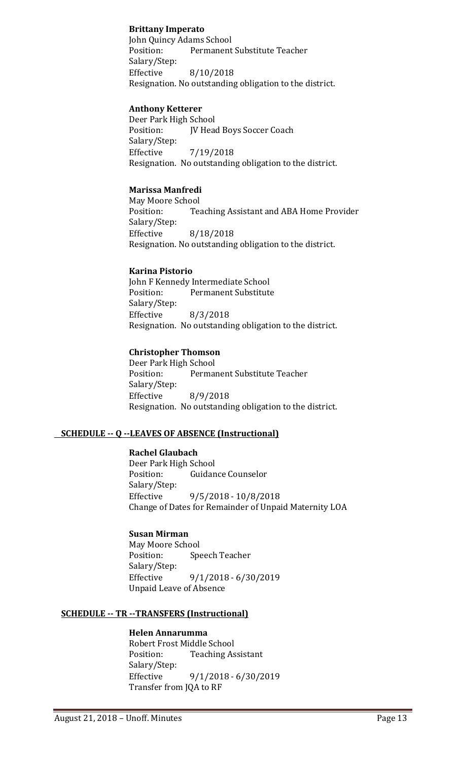**Brittany Imperato**
John Quincy Adams School
Position: Permanent Substitute Teacher
Salary/Step:
Effective 8/10/2018
Resignation. No outstanding obligation to the district.

**Anthony Ketterer**
Deer Park High School
Position: JV Head Boys Soccer Coach
Salary/Step:
Effective 7/19/2018
Resignation. No outstanding obligation to the district.

**Marissa Manfredi**
May Moore School
Position: Teaching Assistant and ABA Home Provider
Salary/Step:
Effective 8/18/2018
Resignation. No outstanding obligation to the district.

**Karina Pistorio**
John F Kennedy Intermediate School
Position: Permanent Substitute
Salary/Step:
Effective 8/3/2018
Resignation. No outstanding obligation to the district.

**Christopher Thomson**
Deer Park High School
Position: Permanent Substitute Teacher
Salary/Step:
Effective 8/9/2018
Resignation. No outstanding obligation to the district.

**SCHEDULE -- Q --LEAVES OF ABSENCE (Instructional)**

**Rachel Glaubach**
Deer Park High School
Position: Guidance Counselor
Salary/Step:
Effective 9/5/2018 - 10/8/2018
Change of Dates for Remainder of Unpaid Maternity LOA

**Susan Mirman**
May Moore School
Position: Speech Teacher
Salary/Step:
Effective 9/1/2018 - 6/30/2019
Unpaid Leave of Absence

**SCHEDULE -- TR --TRANSFERS (Instructional)**

**Helen Annarumma**
Robert Frost Middle School
Position: Teaching Assistant
Salary/Step:
Effective 9/1/2018 - 6/30/2019
Transfer from JQA to RF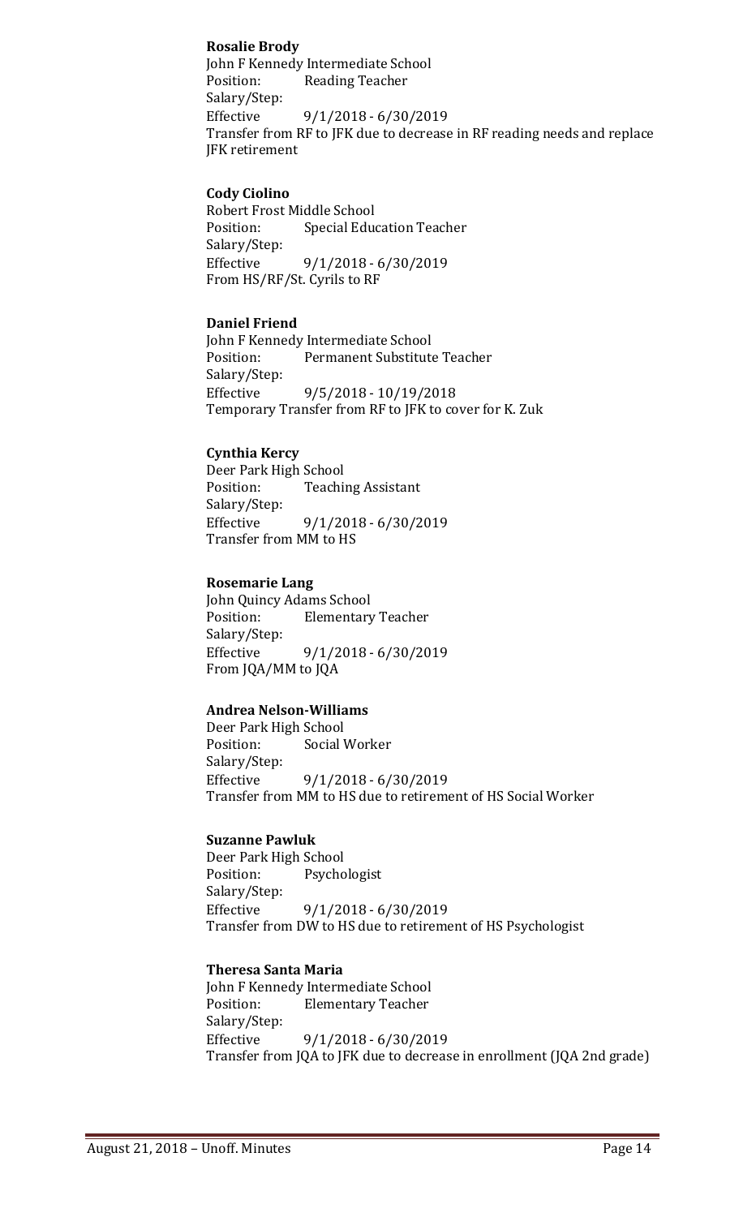**Rosalie Brody**
John F Kennedy Intermediate School
Position: Reading Teacher
Salary/Step:
Effective 9/1/2018 - 6/30/2019
Transfer from RF to JFK due to decrease in RF reading needs and replace JFK retirement

**Cody Ciolino**
Robert Frost Middle School
Position: Special Education Teacher
Salary/Step:
Effective 9/1/2018 - 6/30/2019
From HS/RF/St. Cyrils to RF

**Daniel Friend**
John F Kennedy Intermediate School
Position: Permanent Substitute Teacher
Salary/Step:
Effective 9/5/2018 - 10/19/2018
Temporary Transfer from RF to JFK to cover for K. Zuk

**Cynthia Kercy**
Deer Park High School
Position: Teaching Assistant
Salary/Step:
Effective 9/1/2018 - 6/30/2019
Transfer from MM to HS

**Rosemarie Lang**
John Quincy Adams School
Position: Elementary Teacher
Salary/Step:
Effective 9/1/2018 - 6/30/2019
From JQA/MM to JQA

**Andrea Nelson-Williams**
Deer Park High School
Position: Social Worker
Salary/Step:
Effective 9/1/2018 - 6/30/2019
Transfer from MM to HS due to retirement of HS Social Worker

**Suzanne Pawluk**
Deer Park High School
Position: Psychologist
Salary/Step:
Effective 9/1/2018 - 6/30/2019
Transfer from DW to HS due to retirement of HS Psychologist

**Theresa Santa Maria**
John F Kennedy Intermediate School
Position: Elementary Teacher
Salary/Step:
Effective 9/1/2018 - 6/30/2019
Transfer from JQA to JFK due to decrease in enrollment (JQA 2nd grade)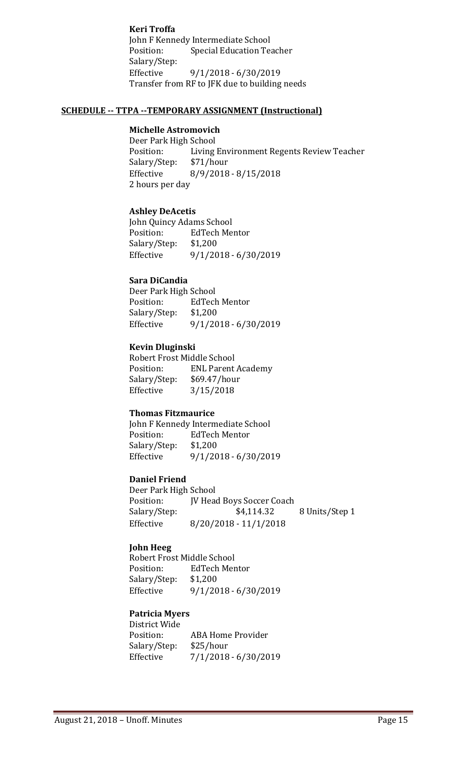**Keri Troffa**
John F Kennedy Intermediate School
Position: Special Education Teacher
Salary/Step:
Effective 9/1/2018 - 6/30/2019
Transfer from RF to JFK due to building needs

**SCHEDULE -- TTPA --TEMPORARY ASSIGNMENT (Instructional)**

**Michelle Astromovich**
Deer Park High School
Position: Living Environment Regents Review Teacher
Salary/Step: $71/hour
Effective 8/9/2018 - 8/15/2018
2 hours per day

**Ashley DeAcetis**
John Quincy Adams School
Position: EdTech Mentor
Salary/Step: $1,200
Effective 9/1/2018 - 6/30/2019

**Sara DiCandia**
Deer Park High School
Position: EdTech Mentor
Salary/Step: $1,200
Effective 9/1/2018 - 6/30/2019

**Kevin Dluginski**
Robert Frost Middle School
Position: ENL Parent Academy
Salary/Step: $69.47/hour
Effective 3/15/2018

**Thomas Fitzmaurice**
John F Kennedy Intermediate School
Position: EdTech Mentor
Salary/Step: $1,200
Effective 9/1/2018 - 6/30/2019

**Daniel Friend**
Deer Park High School
Position: JV Head Boys Soccer Coach
Salary/Step: $4,114.32 8 Units/Step 1
Effective 8/20/2018 - 11/1/2018

**John Heeg**
Robert Frost Middle School
Position: EdTech Mentor
Salary/Step: $1,200
Effective 9/1/2018 - 6/30/2019

**Patricia Myers**
District Wide
Position: ABA Home Provider
Salary/Step: $25/hour
Effective 7/1/2018 - 6/30/2019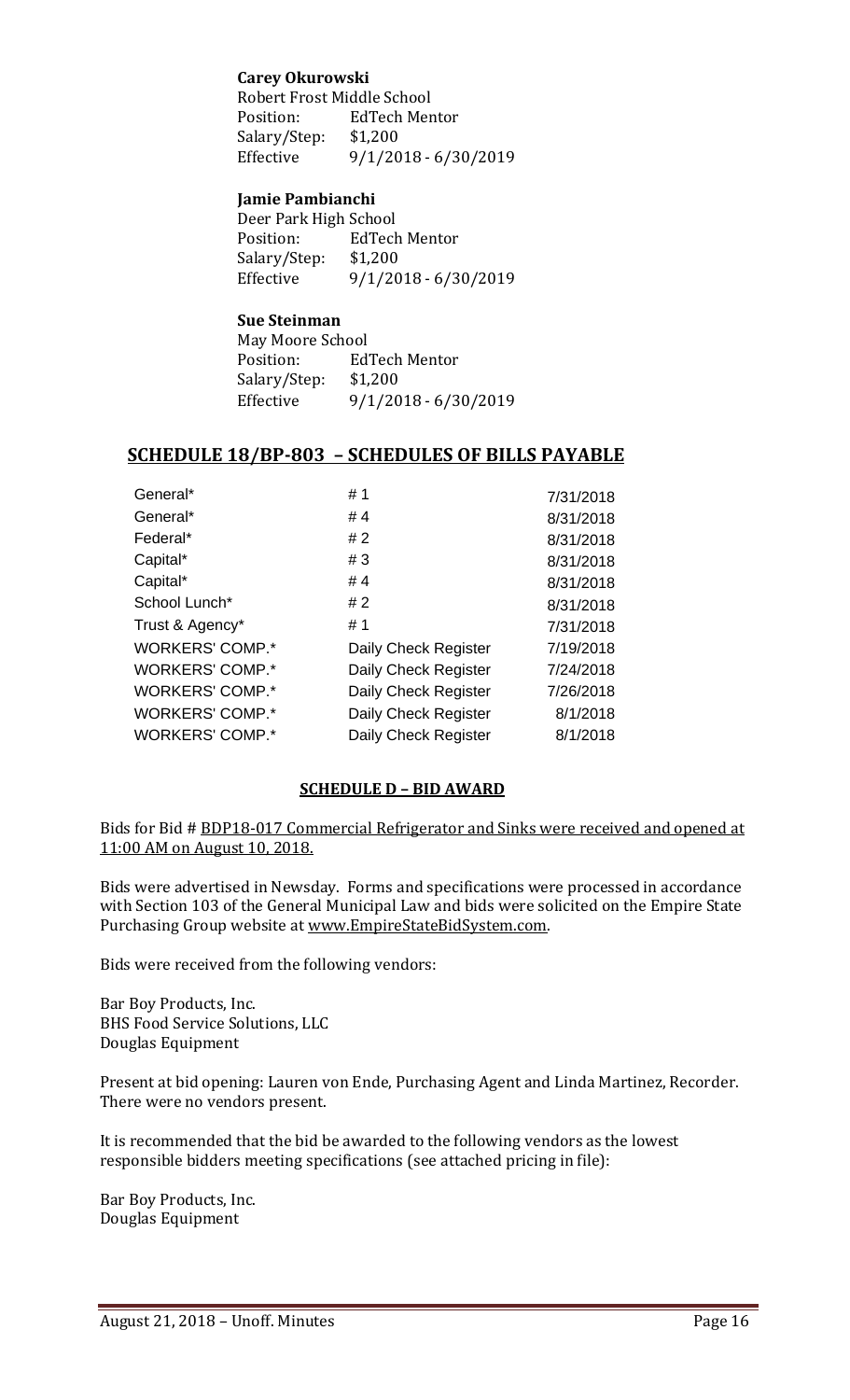**Carey Okurowski**
Robert Frost Middle School
Position: EdTech Mentor
Salary/Step: $1,200
Effective 9/1/2018 - 6/30/2019

**Jamie Pambianchi**
Deer Park High School
Position: EdTech Mentor
Salary/Step: $1,200
Effective 9/1/2018 - 6/30/2019

**Sue Steinman**
May Moore School
Position: EdTech Mentor
Salary/Step: $1,200
Effective 9/1/2018 - 6/30/2019

## SCHEDULE 18/BP-803 – SCHEDULES OF BILLS PAYABLE

| | | |
|---|---|---|
| General* | # 1 | 7/31/2018 |
| General* | # 4 | 8/31/2018 |
| Federal* | # 2 | 8/31/2018 |
| Capital* | # 3 | 8/31/2018 |
| Capital* | # 4 | 8/31/2018 |
| School Lunch* | # 2 | 8/31/2018 |
| Trust & Agency* | # 1 | 7/31/2018 |
| WORKERS' COMP.* | Daily Check Register | 7/19/2018 |
| WORKERS' COMP.* | Daily Check Register | 7/24/2018 |
| WORKERS' COMP.* | Daily Check Register | 7/26/2018 |
| WORKERS' COMP.* | Daily Check Register | 8/1/2018 |
| WORKERS' COMP.* | Daily Check Register | 8/1/2018 |

### SCHEDULE D – BID AWARD

Bids for Bid # BDP18-017 Commercial Refrigerator and Sinks were received and opened at 11:00 AM on August 10, 2018.

Bids were advertised in Newsday. Forms and specifications were processed in accordance with Section 103 of the General Municipal Law and bids were solicited on the Empire State Purchasing Group website at www.EmpireStateBidSystem.com.

Bids were received from the following vendors:

Bar Boy Products, Inc.
BHS Food Service Solutions, LLC
Douglas Equipment

Present at bid opening: Lauren von Ende, Purchasing Agent and Linda Martinez, Recorder. There were no vendors present.

It is recommended that the bid be awarded to the following vendors as the lowest responsible bidders meeting specifications (see attached pricing in file):

Bar Boy Products, Inc.
Douglas Equipment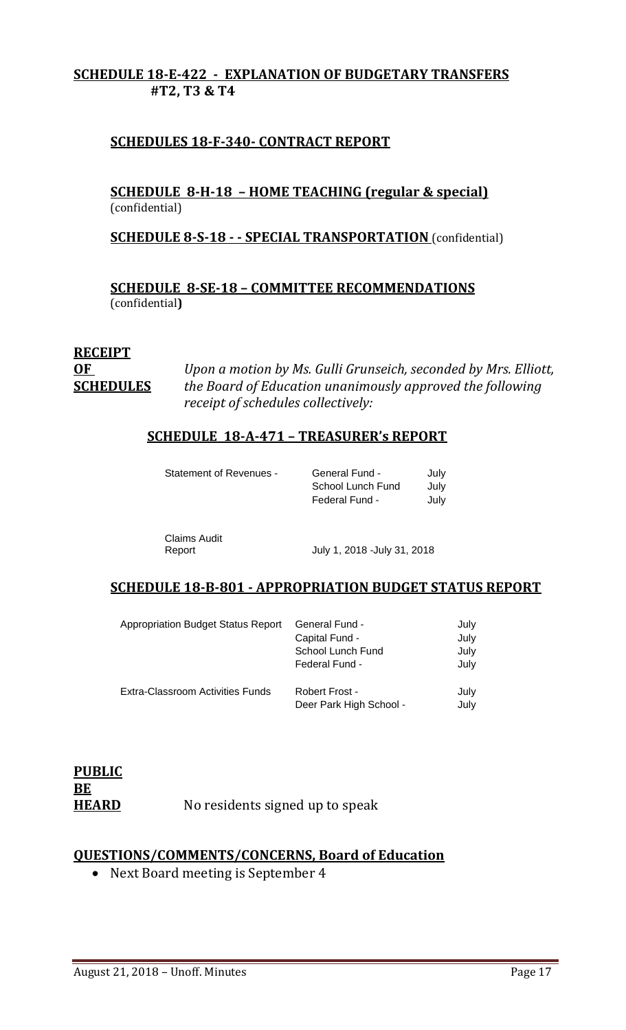**SCHEDULE 18-E-422 - EXPLANATION OF BUDGETARY TRANSFERS #T2, T3 & T4**

**SCHEDULES 18-F-340- CONTRACT REPORT**

**SCHEDULE 8-H-18 – HOME TEACHING (regular & special)** (confidential)

**SCHEDULE 8-S-18 - - SPECIAL TRANSPORTATION** (confidential)

**SCHEDULE 8-SE-18 – COMMITTEE RECOMMENDATIONS** (confidential**)**

**RECEIPT OF SCHEDULES**

*Upon a motion by Ms. Gulli Grunseich, seconded by Mrs. Elliott, the Board of Education unanimously approved the following receipt of schedules collectively:*

**SCHEDULE 18-A-471 – TREASURER's REPORT**

| | | |
|---|---|---|
| Statement of Revenues - | General Fund - | July |
| | School Lunch Fund | July |
| | Federal Fund - | July |
| Claims Audit Report | July 1, 2018 -July 31, 2018 | |

**SCHEDULE 18-B-801 - APPROPRIATION BUDGET STATUS REPORT**

| | | |
|---|---|---|
| Appropriation Budget Status Report | General Fund - | July |
| | Capital Fund - | July |
| | School Lunch Fund | July |
| | Federal Fund - | July |
| Extra-Classroom Activities Funds | Robert Frost - | July |
| | Deer Park High School - | July |

**PUBLIC BE HEARD**

No residents signed up to speak

**QUESTIONS/COMMENTS/CONCERNS, Board of Education**

- Next Board meeting is September 4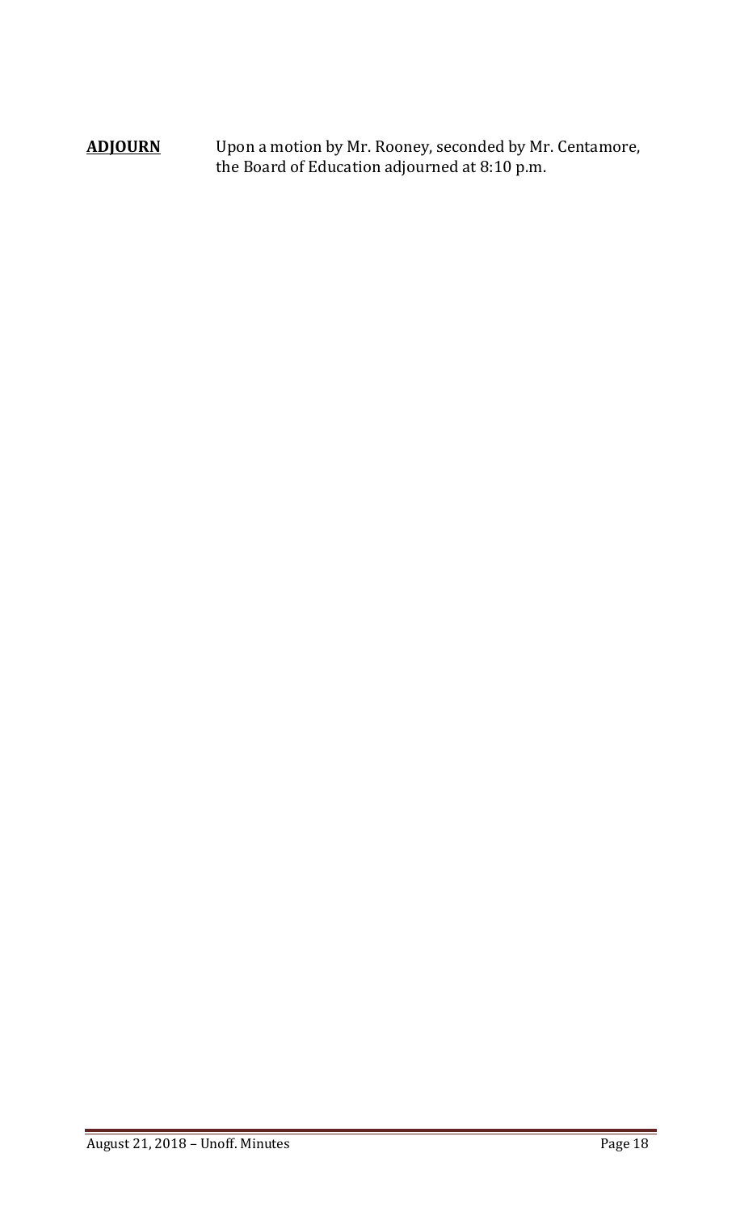**ADJOURN** Upon a motion by Mr. Rooney, seconded by Mr. Centamore, the Board of Education adjourned at 8:10 p.m.